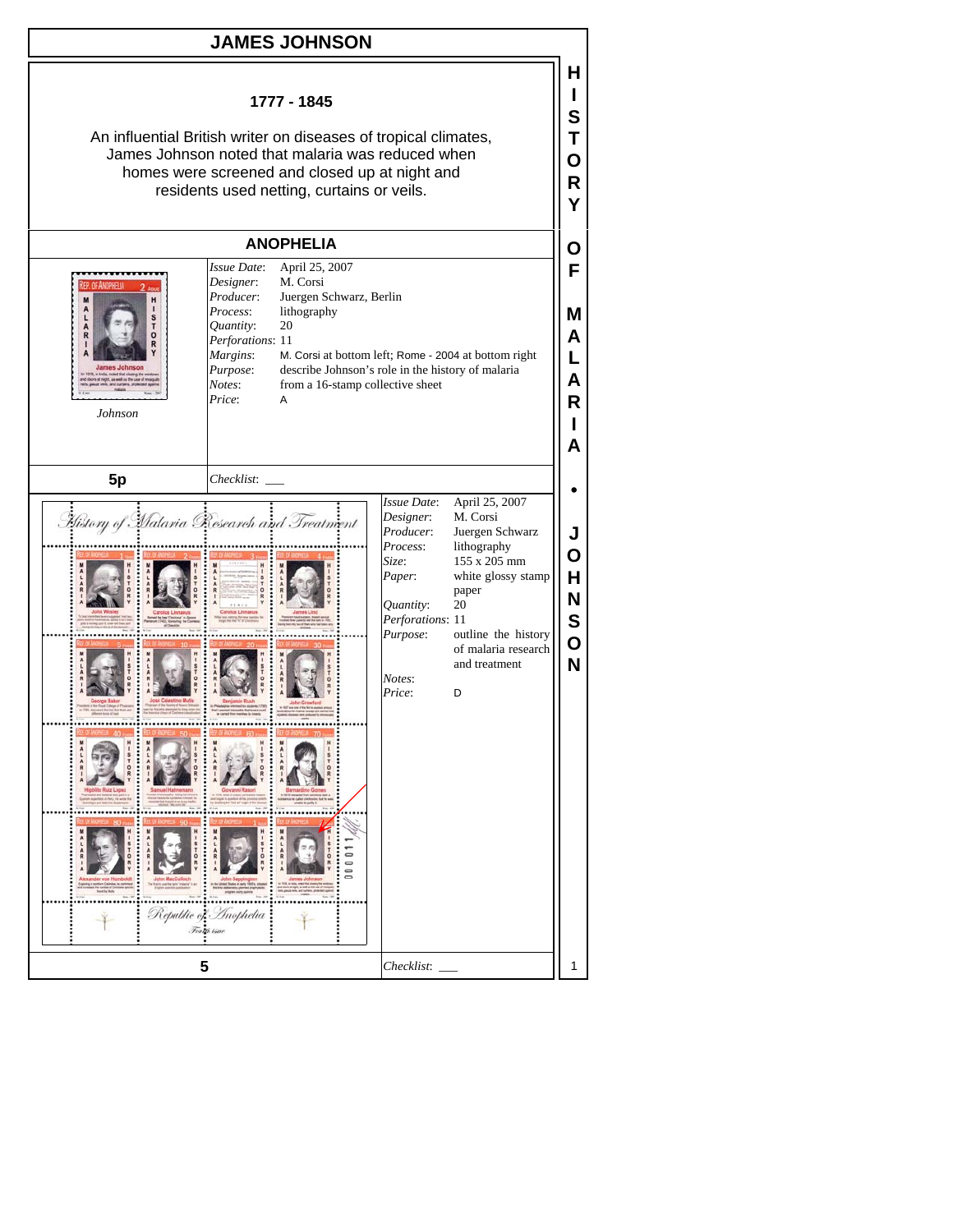# JAMES JOHNSON

**1777 - 1845**

An influential British writer on diseases of tropical climates, James Johnson noted that malaria was reduced when homes were screened and closed up at night and residents used netting, curtains or veils.

## ANOPHELIA

*Johnson*

| | |
|---|---|
| *Issue Date*: | April 25, 2007 |
| *Designer*: | M. Corsi |
| *Producer*: | Juergen Schwarz, Berlin |
| *Process*: | lithography |
| *Quantity*: | 20 |
| *Perforations*: | 11 |
| *Margins*: | M. Corsi at bottom left; Rome - 2004 at bottom right |
| *Purpose*: | describe Johnson's role in the history of malaria |
| *Notes*: | from a 16-stamp collective sheet |
| *Price*: | A |

**5p**

*Checklist*: ___

| | |
|---|---|
| *Issue Date*: | April 25, 2007 |
| *Designer*: | M. Corsi |
| *Producer*: | Juergen Schwarz |
| *Process*: | lithography |
| *Size*: | 155 x 205 mm |
| *Paper*: | white glossy stamp paper |
| *Quantity*: | 20 |
| *Perforations*: | 11 |
| *Purpose*: | outline the history of malaria research and treatment |
| *Notes*: | |
| *Price*: | D |

**5**

*Checklist*: ___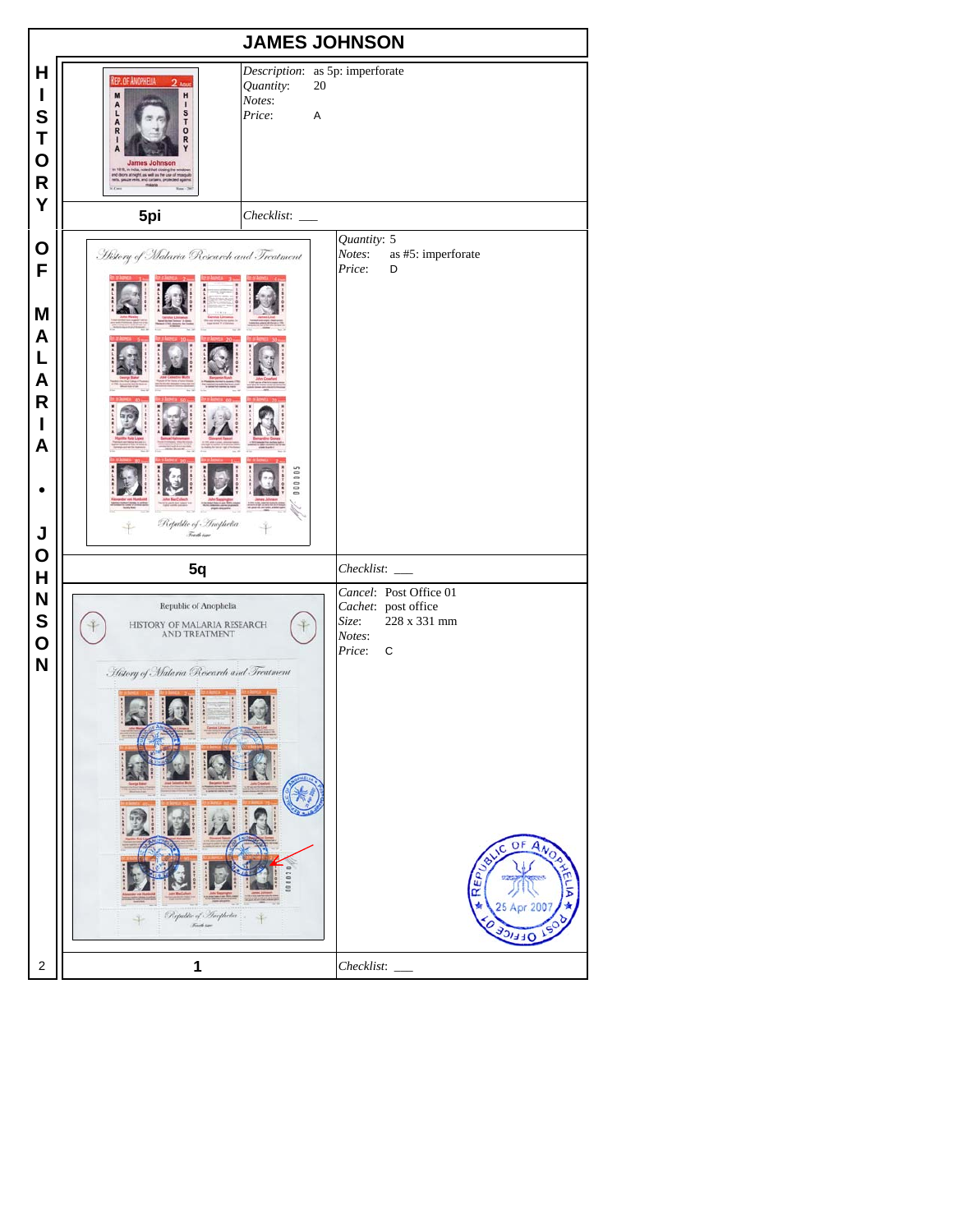# JAMES JOHNSON

HISTORY OF MALARIA • JOHNSON

| | |
|---|---|
| **5pi** | *Description*: as 5p: imperforate<br>*Quantity*: 20<br>*Notes*:<br>*Price*: A<br><br>*Checklist*: ___ |
| **5q** | *Quantity*: 5<br>*Notes*: as #5: imperforate<br>*Price*: D<br><br>*Checklist*: ___ |
| **1** | *Cancel*: Post Office 01<br>*Cachet*: post office<br>*Size*: 228 x 331 mm<br>*Notes*:<br>*Price*: C<br><br>*Checklist*: ___ |

REPUBLIC OF ANOPHELIA ★ 25 Apr 2007 ★ POST OFFICE 01